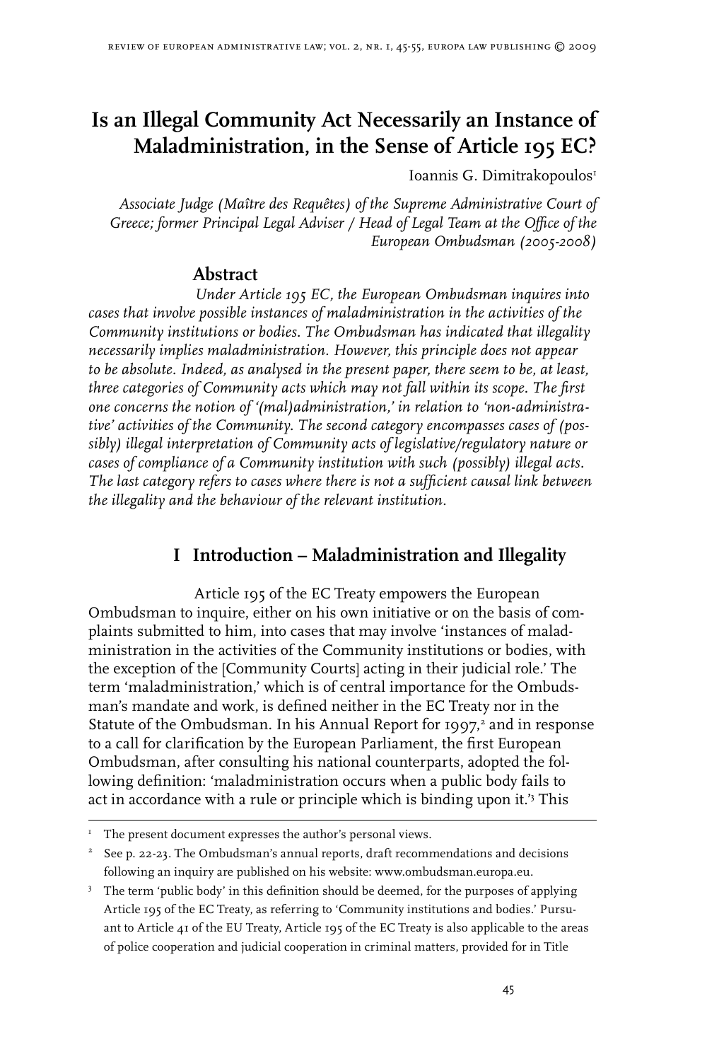# Is an Illegal Community Act Necessarily an Instance of Maladministration, in the Sense of Article 195 EC?

Ioannis G. Dimitrakopoulos[1]

*Associate Judge (Maître des Requêtes) of the Supreme Administrative Court of Greece; former Principal Legal Adviser / Head of Legal Team at the Office of the European Ombudsman (2005-2008)*

## Abstract

*Under Article 195 EC, the European Ombudsman inquires into cases that involve possible instances of maladministration in the activities of the Community institutions or bodies. The Ombudsman has indicated that illegality necessarily implies maladministration. However, this principle does not appear to be absolute. Indeed, as analysed in the present paper, there seem to be, at least, three categories of Community acts which may not fall within its scope. The first one concerns the notion of '(mal)administration,' in relation to 'non-administrative' activities of the Community. The second category encompasses cases of (possibly) illegal interpretation of Community acts of legislative/regulatory nature or cases of compliance of a Community institution with such (possibly) illegal acts. The last category refers to cases where there is not a sufficient causal link between the illegality and the behaviour of the relevant institution.*

## I Introduction – Maladministration and Illegality

Article 195 of the EC Treaty empowers the European Ombudsman to inquire, either on his own initiative or on the basis of complaints submitted to him, into cases that may involve 'instances of maladministration in the activities of the Community institutions or bodies, with the exception of the [Community Courts] acting in their judicial role.' The term 'maladministration,' which is of central importance for the Ombudsman's mandate and work, is defined neither in the EC Treaty nor in the Statute of the Ombudsman. In his Annual Report for 1997,[2] and in response to a call for clarification by the European Parliament, the first European Ombudsman, after consulting his national counterparts, adopted the following definition: 'maladministration occurs when a public body fails to act in accordance with a rule or principle which is binding upon it.'[3] This

---

[1] The present document expresses the author's personal views.

[2] See p. 22-23. The Ombudsman's annual reports, draft recommendations and decisions following an inquiry are published on his website: www.ombudsman.europa.eu.

[3] The term 'public body' in this definition should be deemed, for the purposes of applying Article 195 of the EC Treaty, as referring to 'Community institutions and bodies.' Pursuant to Article 41 of the EU Treaty, Article 195 of the EC Treaty is also applicable to the areas of police cooperation and judicial cooperation in criminal matters, provided for in Title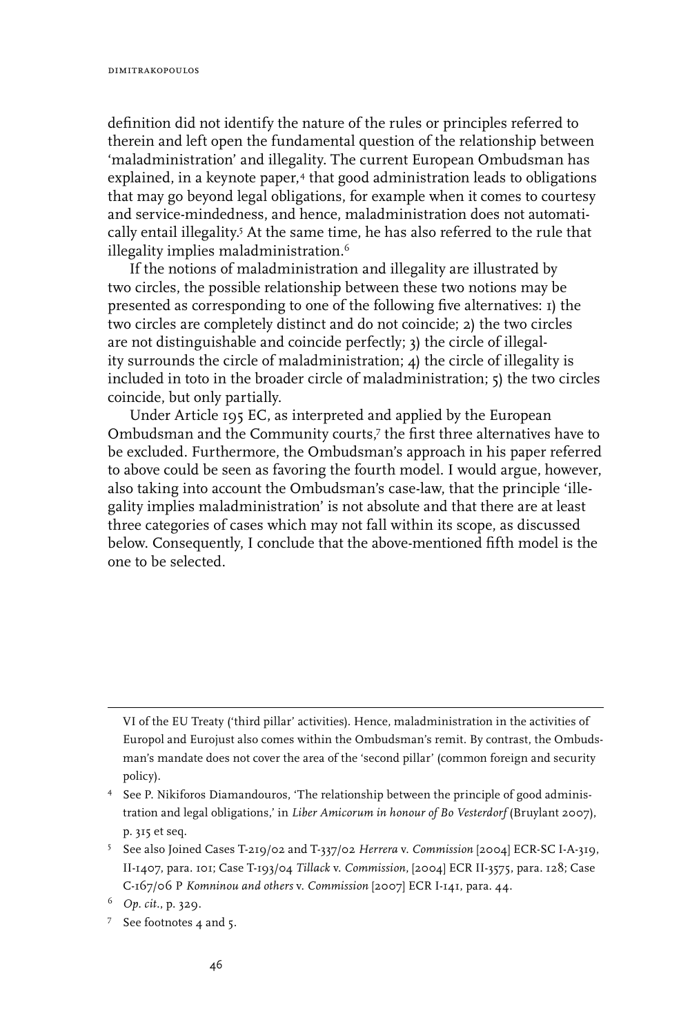definition did not identify the nature of the rules or principles referred to therein and left open the fundamental question of the relationship between 'maladministration' and illegality. The current European Ombudsman has explained, in a keynote paper,[4] that good administration leads to obligations that may go beyond legal obligations, for example when it comes to courtesy and service-mindedness, and hence, maladministration does not automatically entail illegality.[5] At the same time, he has also referred to the rule that illegality implies maladministration.[6]

If the notions of maladministration and illegality are illustrated by two circles, the possible relationship between these two notions may be presented as corresponding to one of the following five alternatives: 1) the two circles are completely distinct and do not coincide; 2) the two circles are not distinguishable and coincide perfectly; 3) the circle of illegality surrounds the circle of maladministration; 4) the circle of illegality is included in toto in the broader circle of maladministration; 5) the two circles coincide, but only partially.

Under Article 195 EC, as interpreted and applied by the European Ombudsman and the Community courts,[7] the first three alternatives have to be excluded. Furthermore, the Ombudsman's approach in his paper referred to above could be seen as favoring the fourth model. I would argue, however, also taking into account the Ombudsman's case-law, that the principle 'illegality implies maladministration' is not absolute and that there are at least three categories of cases which may not fall within its scope, as discussed below. Consequently, I conclude that the above-mentioned fifth model is the one to be selected.

---

VI of the EU Treaty ('third pillar' activities). Hence, maladministration in the activities of Europol and Eurojust also comes within the Ombudsman's remit. By contrast, the Ombudsman's mandate does not cover the area of the 'second pillar' (common foreign and security policy).

[4] See P. Nikiforos Diamandouros, 'The relationship between the principle of good administration and legal obligations,' in *Liber Amicorum in honour of Bo Vesterdorf* (Bruylant 2007), p. 315 et seq.

[5] See also Joined Cases T-219/02 and T-337/02 *Herrera* v. *Commission* [2004] ECR-SC I-A-319, II-1407, para. 101; Case T-193/04 *Tillack* v. *Commission*, [2004] ECR II-3575, para. 128; Case C-167/06 P *Komninou and others* v. *Commission* [2007] ECR I-141, para. 44.

[6] *Op. cit.*, p. 329.

[7] See footnotes 4 and 5.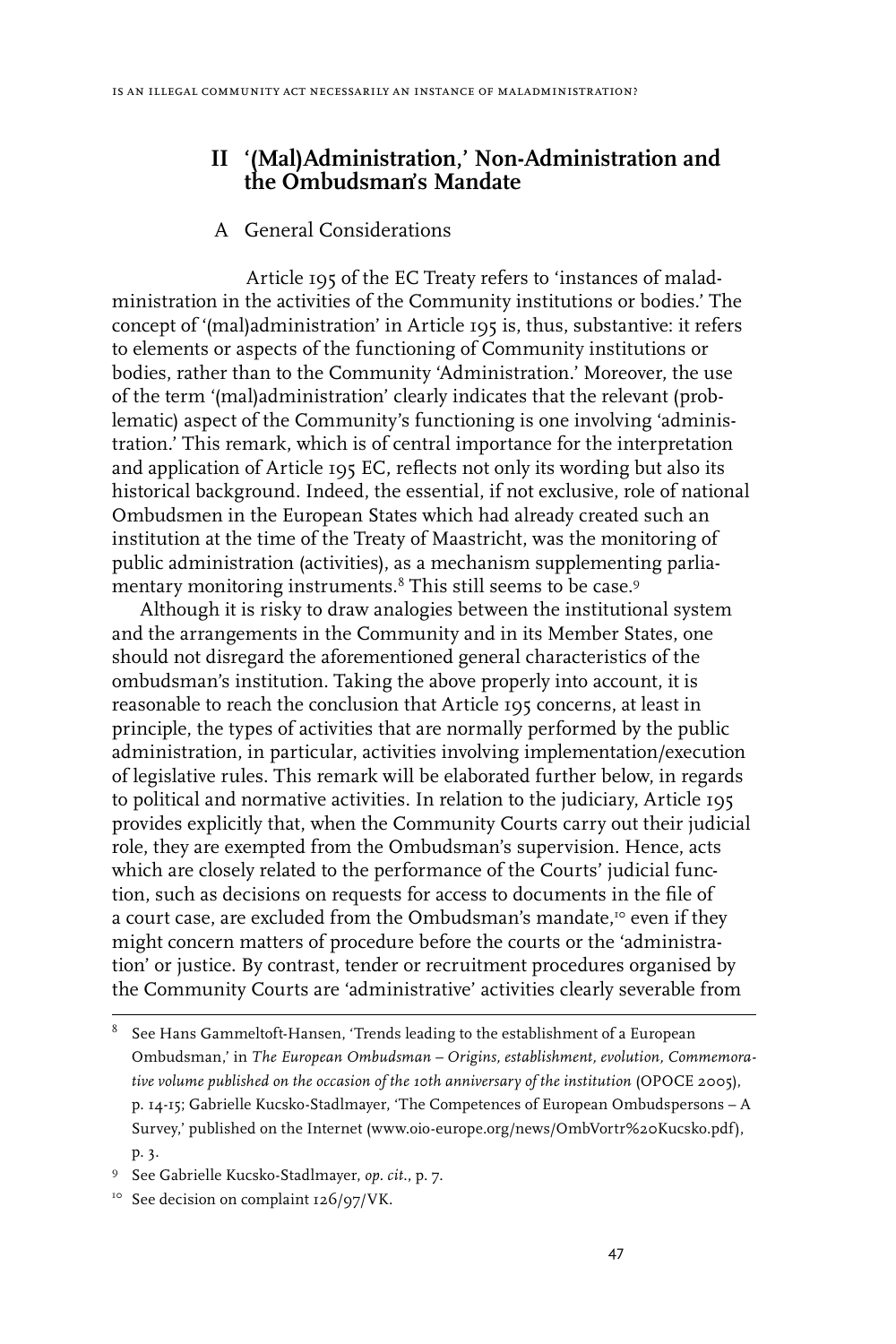## II '(Mal)Administration,' Non-Administration and the Ombudsman's Mandate

### A General Considerations

Article 195 of the EC Treaty refers to 'instances of maladministration in the activities of the Community institutions or bodies.' The concept of '(mal)administration' in Article 195 is, thus, substantive: it refers to elements or aspects of the functioning of Community institutions or bodies, rather than to the Community 'Administration.' Moreover, the use of the term '(mal)administration' clearly indicates that the relevant (problematic) aspect of the Community's functioning is one involving 'administration.' This remark, which is of central importance for the interpretation and application of Article 195 EC, reflects not only its wording but also its historical background. Indeed, the essential, if not exclusive, role of national Ombudsmen in the European States which had already created such an institution at the time of the Treaty of Maastricht, was the monitoring of public administration (activities), as a mechanism supplementing parliamentary monitoring instruments.[8] This still seems to be case.[9]

Although it is risky to draw analogies between the institutional system and the arrangements in the Community and in its Member States, one should not disregard the aforementioned general characteristics of the ombudsman's institution. Taking the above properly into account, it is reasonable to reach the conclusion that Article 195 concerns, at least in principle, the types of activities that are normally performed by the public administration, in particular, activities involving implementation/execution of legislative rules. This remark will be elaborated further below, in regards to political and normative activities. In relation to the judiciary, Article 195 provides explicitly that, when the Community Courts carry out their judicial role, they are exempted from the Ombudsman's supervision. Hence, acts which are closely related to the performance of the Courts' judicial function, such as decisions on requests for access to documents in the file of a court case, are excluded from the Ombudsman's mandate,[10] even if they might concern matters of procedure before the courts or the 'administration' or justice. By contrast, tender or recruitment procedures organised by the Community Courts are 'administrative' activities clearly severable from

---

[8] See Hans Gammeltoft-Hansen, 'Trends leading to the establishment of a European Ombudsman,' in *The European Ombudsman – Origins, establishment, evolution, Commemorative volume published on the occasion of the 10th anniversary of the institution* (OPOCE 2005), p. 14-15; Gabrielle Kucsko-Stadlmayer, 'The Competences of European Ombudspersons – A Survey,' published on the Internet (www.oio-europe.org/news/OmbVortr%20Kucsko.pdf), p. 3.

[9] See Gabrielle Kucsko-Stadlmayer, *op. cit.*, p. 7.

[10] See decision on complaint 126/97/VK.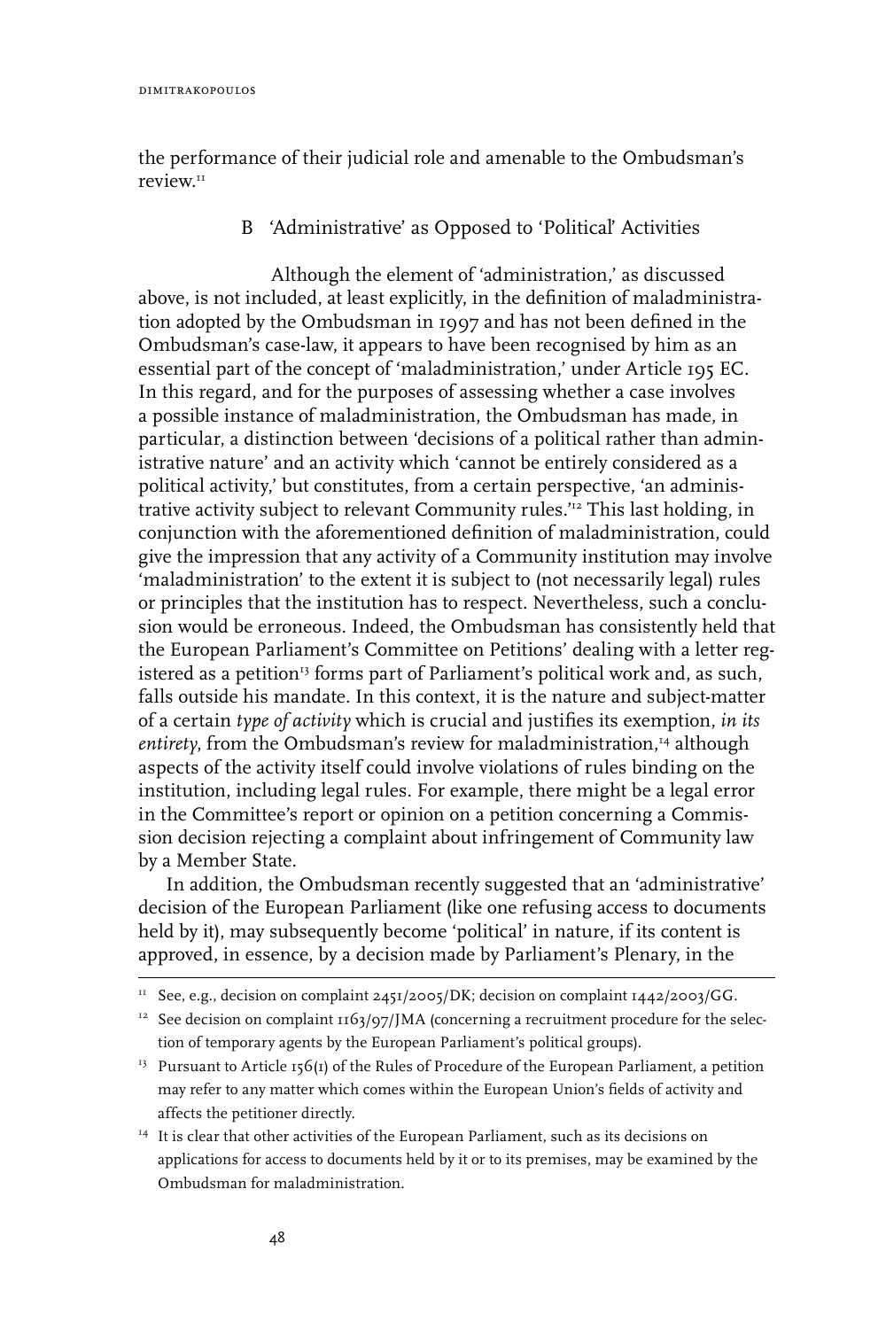the performance of their judicial role and amenable to the Ombudsman's review.[11]

### B 'Administrative' as Opposed to 'Political' Activities

Although the element of 'administration,' as discussed above, is not included, at least explicitly, in the definition of maladministration adopted by the Ombudsman in 1997 and has not been defined in the Ombudsman's case-law, it appears to have been recognised by him as an essential part of the concept of 'maladministration,' under Article 195 EC. In this regard, and for the purposes of assessing whether a case involves a possible instance of maladministration, the Ombudsman has made, in particular, a distinction between 'decisions of a political rather than administrative nature' and an activity which 'cannot be entirely considered as a political activity,' but constitutes, from a certain perspective, 'an administrative activity subject to relevant Community rules.'[12] This last holding, in conjunction with the aforementioned definition of maladministration, could give the impression that any activity of a Community institution may involve 'maladministration' to the extent it is subject to (not necessarily legal) rules or principles that the institution has to respect. Nevertheless, such a conclusion would be erroneous. Indeed, the Ombudsman has consistently held that the European Parliament's Committee on Petitions' dealing with a letter registered as a petition[13] forms part of Parliament's political work and, as such, falls outside his mandate. In this context, it is the nature and subject-matter of a certain *type of activity* which is crucial and justifies its exemption, *in its entirety*, from the Ombudsman's review for maladministration,[14] although aspects of the activity itself could involve violations of rules binding on the institution, including legal rules. For example, there might be a legal error in the Committee's report or opinion on a petition concerning a Commission decision rejecting a complaint about infringement of Community law by a Member State.

In addition, the Ombudsman recently suggested that an 'administrative' decision of the European Parliament (like one refusing access to documents held by it), may subsequently become 'political' in nature, if its content is approved, in essence, by a decision made by Parliament's Plenary, in the

---

[11] See, e.g., decision on complaint 2451/2005/DK; decision on complaint 1442/2003/GG.

[12] See decision on complaint 1163/97/JMA (concerning a recruitment procedure for the selection of temporary agents by the European Parliament's political groups).

[13] Pursuant to Article 156(1) of the Rules of Procedure of the European Parliament, a petition may refer to any matter which comes within the European Union's fields of activity and affects the petitioner directly.

[14] It is clear that other activities of the European Parliament, such as its decisions on applications for access to documents held by it or to its premises, may be examined by the Ombudsman for maladministration.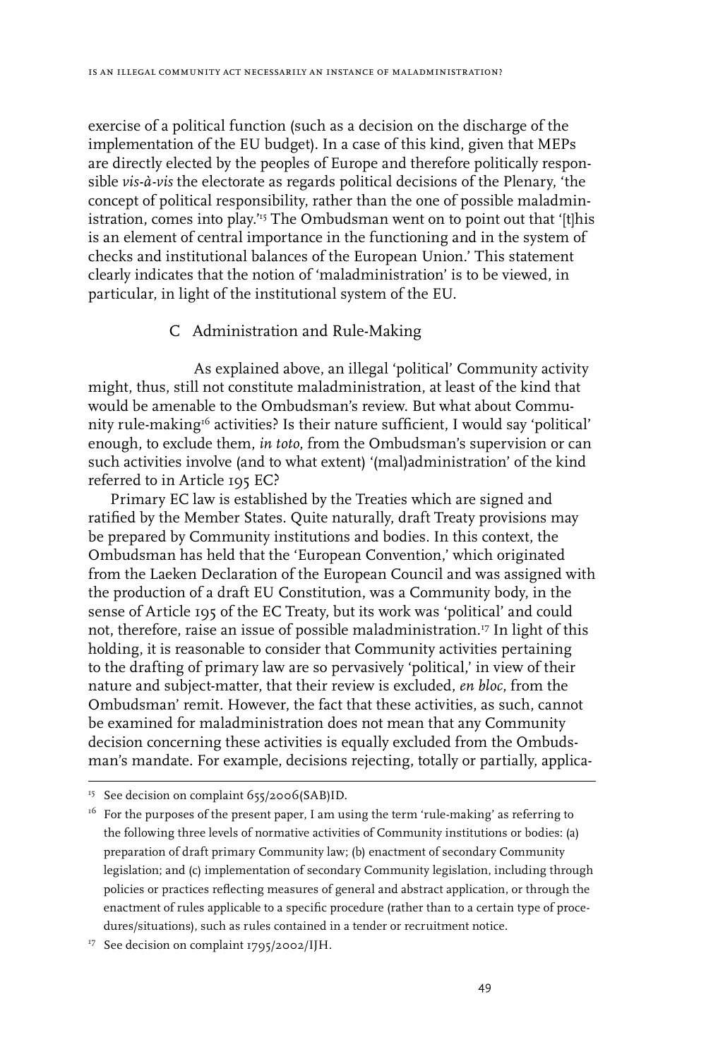exercise of a political function (such as a decision on the discharge of the implementation of the EU budget). In a case of this kind, given that MEPs are directly elected by the peoples of Europe and therefore politically responsible *vis-à-vis* the electorate as regards political decisions of the Plenary, 'the concept of political responsibility, rather than the one of possible maladministration, comes into play.'[15] The Ombudsman went on to point out that '[t]his is an element of central importance in the functioning and in the system of checks and institutional balances of the European Union.' This statement clearly indicates that the notion of 'maladministration' is to be viewed, in particular, in light of the institutional system of the EU.

### C Administration and Rule-Making

As explained above, an illegal 'political' Community activity might, thus, still not constitute maladministration, at least of the kind that would be amenable to the Ombudsman's review. But what about Community rule-making[16] activities? Is their nature sufficient, I would say 'political' enough, to exclude them, *in toto*, from the Ombudsman's supervision or can such activities involve (and to what extent) '(mal)administration' of the kind referred to in Article 195 EC?

Primary EC law is established by the Treaties which are signed and ratified by the Member States. Quite naturally, draft Treaty provisions may be prepared by Community institutions and bodies. In this context, the Ombudsman has held that the 'European Convention,' which originated from the Laeken Declaration of the European Council and was assigned with the production of a draft EU Constitution, was a Community body, in the sense of Article 195 of the EC Treaty, but its work was 'political' and could not, therefore, raise an issue of possible maladministration.[17] In light of this holding, it is reasonable to consider that Community activities pertaining to the drafting of primary law are so pervasively 'political,' in view of their nature and subject-matter, that their review is excluded, *en bloc*, from the Ombudsman' remit. However, the fact that these activities, as such, cannot be examined for maladministration does not mean that any Community decision concerning these activities is equally excluded from the Ombudsman's mandate. For example, decisions rejecting, totally or partially, applica-

---

[15] See decision on complaint 655/2006(SAB)ID.

[16] For the purposes of the present paper, I am using the term 'rule-making' as referring to the following three levels of normative activities of Community institutions or bodies: (a) preparation of draft primary Community law; (b) enactment of secondary Community legislation; and (c) implementation of secondary Community legislation, including through policies or practices reflecting measures of general and abstract application, or through the enactment of rules applicable to a specific procedure (rather than to a certain type of procedures/situations), such as rules contained in a tender or recruitment notice.

[17] See decision on complaint 1795/2002/IJH.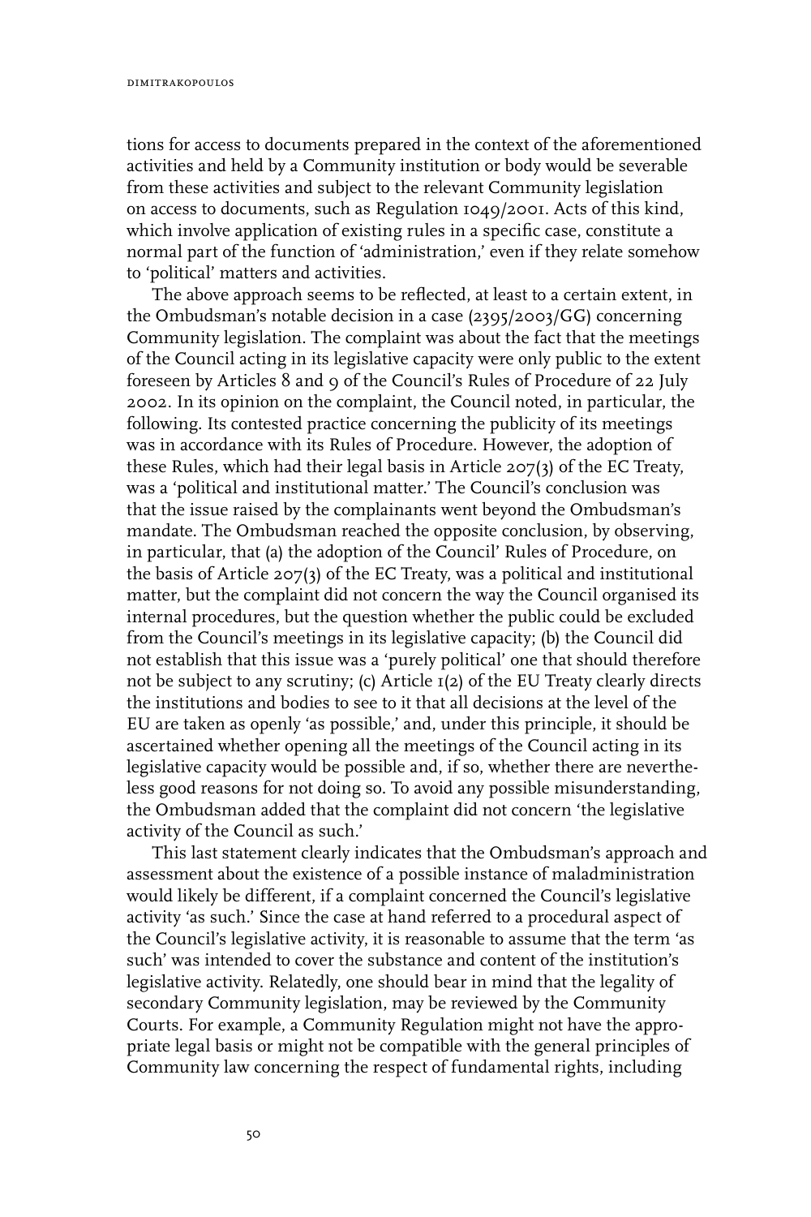tions for access to documents prepared in the context of the aforementioned activities and held by a Community institution or body would be severable from these activities and subject to the relevant Community legislation on access to documents, such as Regulation 1049/2001. Acts of this kind, which involve application of existing rules in a specific case, constitute a normal part of the function of 'administration,' even if they relate somehow to 'political' matters and activities.

The above approach seems to be reflected, at least to a certain extent, in the Ombudsman's notable decision in a case (2395/2003/GG) concerning Community legislation. The complaint was about the fact that the meetings of the Council acting in its legislative capacity were only public to the extent foreseen by Articles 8 and 9 of the Council's Rules of Procedure of 22 July 2002. In its opinion on the complaint, the Council noted, in particular, the following. Its contested practice concerning the publicity of its meetings was in accordance with its Rules of Procedure. However, the adoption of these Rules, which had their legal basis in Article 207(3) of the EC Treaty, was a 'political and institutional matter.' The Council's conclusion was that the issue raised by the complainants went beyond the Ombudsman's mandate. The Ombudsman reached the opposite conclusion, by observing, in particular, that (a) the adoption of the Council' Rules of Procedure, on the basis of Article 207(3) of the EC Treaty, was a political and institutional matter, but the complaint did not concern the way the Council organised its internal procedures, but the question whether the public could be excluded from the Council's meetings in its legislative capacity; (b) the Council did not establish that this issue was a 'purely political' one that should therefore not be subject to any scrutiny; (c) Article 1(2) of the EU Treaty clearly directs the institutions and bodies to see to it that all decisions at the level of the EU are taken as openly 'as possible,' and, under this principle, it should be ascertained whether opening all the meetings of the Council acting in its legislative capacity would be possible and, if so, whether there are nevertheless good reasons for not doing so. To avoid any possible misunderstanding, the Ombudsman added that the complaint did not concern 'the legislative activity of the Council as such.'

This last statement clearly indicates that the Ombudsman's approach and assessment about the existence of a possible instance of maladministration would likely be different, if a complaint concerned the Council's legislative activity 'as such.' Since the case at hand referred to a procedural aspect of the Council's legislative activity, it is reasonable to assume that the term 'as such' was intended to cover the substance and content of the institution's legislative activity. Relatedly, one should bear in mind that the legality of secondary Community legislation, may be reviewed by the Community Courts. For example, a Community Regulation might not have the appropriate legal basis or might not be compatible with the general principles of Community law concerning the respect of fundamental rights, including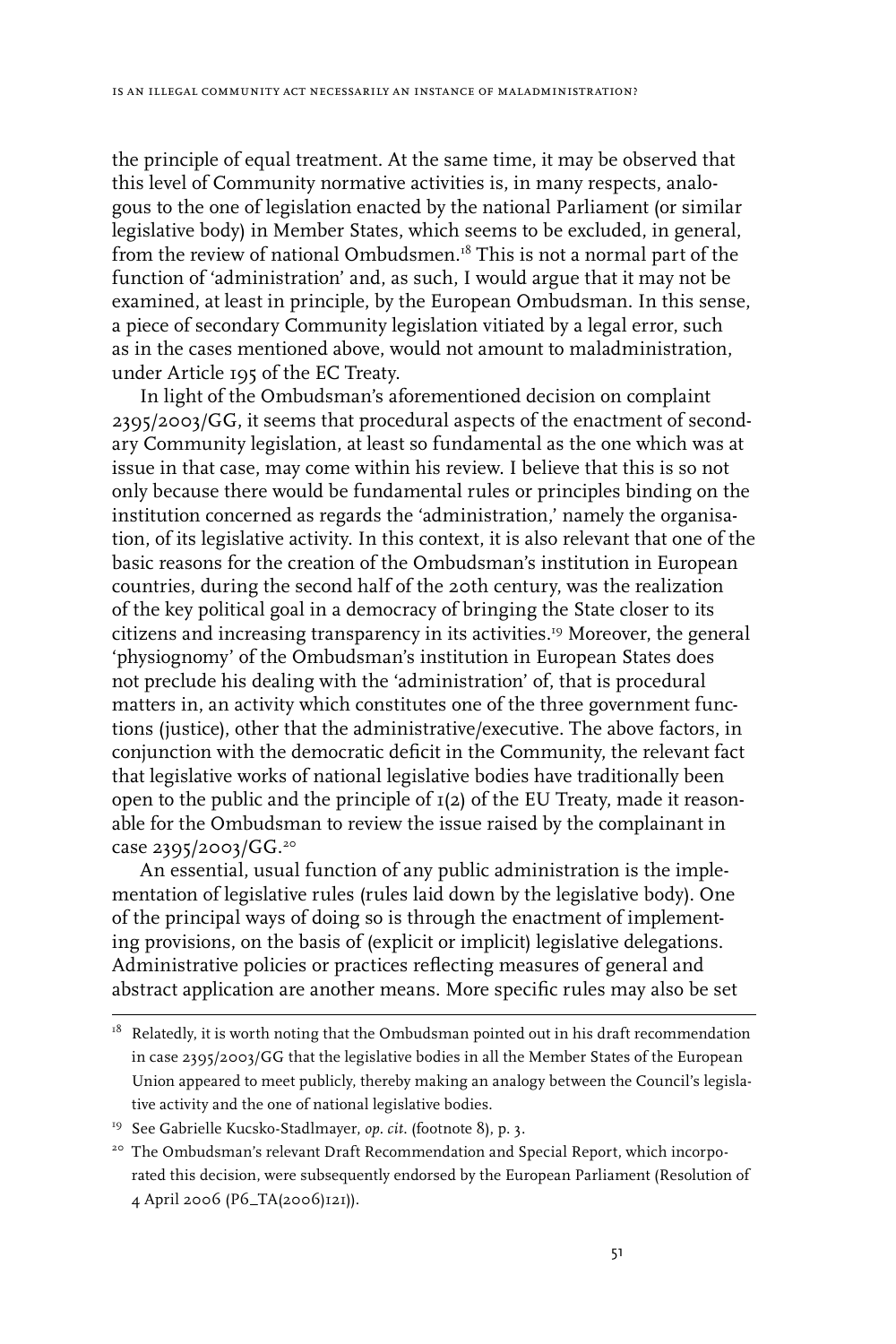the principle of equal treatment. At the same time, it may be observed that this level of Community normative activities is, in many respects, analogous to the one of legislation enacted by the national Parliament (or similar legislative body) in Member States, which seems to be excluded, in general, from the review of national Ombudsmen.[18] This is not a normal part of the function of 'administration' and, as such, I would argue that it may not be examined, at least in principle, by the European Ombudsman. In this sense, a piece of secondary Community legislation vitiated by a legal error, such as in the cases mentioned above, would not amount to maladministration, under Article 195 of the EC Treaty.

In light of the Ombudsman's aforementioned decision on complaint 2395/2003/GG, it seems that procedural aspects of the enactment of secondary Community legislation, at least so fundamental as the one which was at issue in that case, may come within his review. I believe that this is so not only because there would be fundamental rules or principles binding on the institution concerned as regards the 'administration,' namely the organisation, of its legislative activity. In this context, it is also relevant that one of the basic reasons for the creation of the Ombudsman's institution in European countries, during the second half of the 20th century, was the realization of the key political goal in a democracy of bringing the State closer to its citizens and increasing transparency in its activities.[19] Moreover, the general 'physiognomy' of the Ombudsman's institution in European States does not preclude his dealing with the 'administration' of, that is procedural matters in, an activity which constitutes one of the three government functions (justice), other that the administrative/executive. The above factors, in conjunction with the democratic deficit in the Community, the relevant fact that legislative works of national legislative bodies have traditionally been open to the public and the principle of 1(2) of the EU Treaty, made it reasonable for the Ombudsman to review the issue raised by the complainant in case 2395/2003/GG.[20]

An essential, usual function of any public administration is the implementation of legislative rules (rules laid down by the legislative body). One of the principal ways of doing so is through the enactment of implementing provisions, on the basis of (explicit or implicit) legislative delegations. Administrative policies or practices reflecting measures of general and abstract application are another means. More specific rules may also be set

---

[18] Relatedly, it is worth noting that the Ombudsman pointed out in his draft recommendation in case 2395/2003/GG that the legislative bodies in all the Member States of the European Union appeared to meet publicly, thereby making an analogy between the Council's legislative activity and the one of national legislative bodies.

[19] See Gabrielle Kucsko-Stadlmayer, *op. cit.* (footnote 8), p. 3.

[20] The Ombudsman's relevant Draft Recommendation and Special Report, which incorporated this decision, were subsequently endorsed by the European Parliament (Resolution of 4 April 2006 (P6_TA(2006)121)).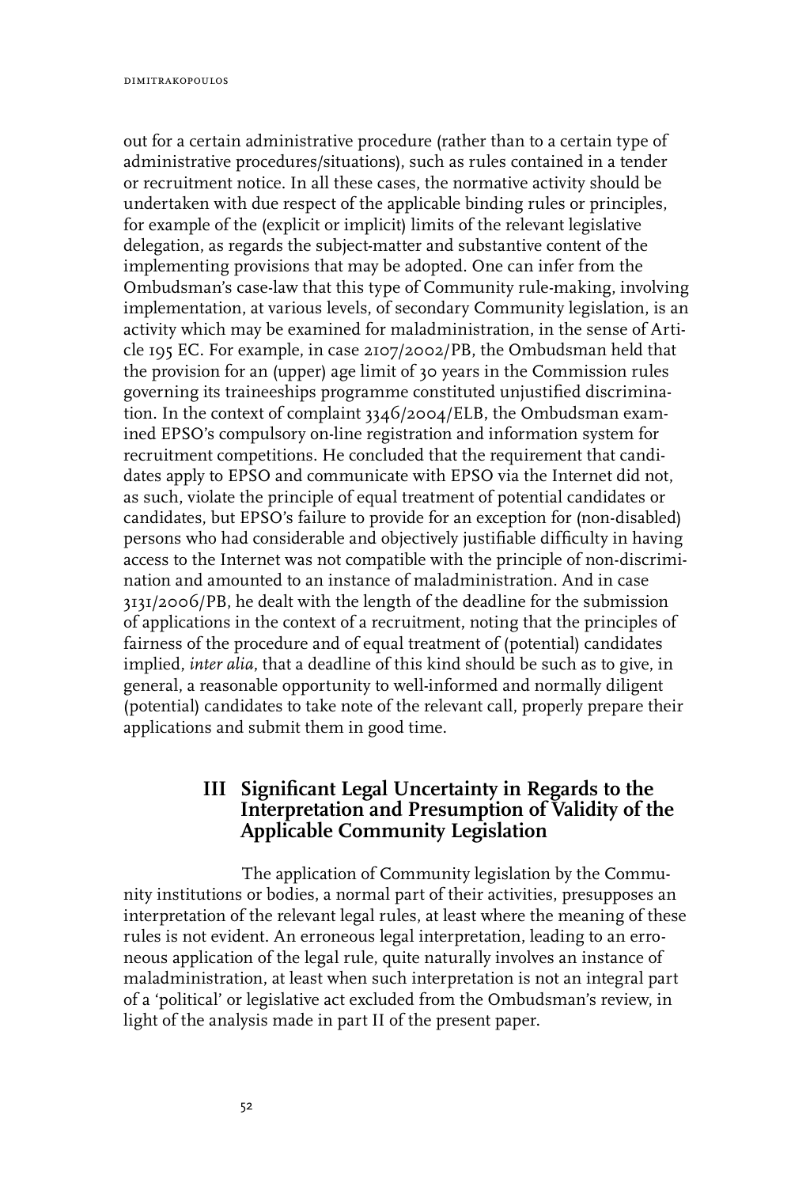out for a certain administrative procedure (rather than to a certain type of administrative procedures/situations), such as rules contained in a tender or recruitment notice. In all these cases, the normative activity should be undertaken with due respect of the applicable binding rules or principles, for example of the (explicit or implicit) limits of the relevant legislative delegation, as regards the subject-matter and substantive content of the implementing provisions that may be adopted. One can infer from the Ombudsman's case-law that this type of Community rule-making, involving implementation, at various levels, of secondary Community legislation, is an activity which may be examined for maladministration, in the sense of Article 195 EC. For example, in case 2107/2002/PB, the Ombudsman held that the provision for an (upper) age limit of 30 years in the Commission rules governing its traineeships programme constituted unjustified discrimination. In the context of complaint 3346/2004/ELB, the Ombudsman examined EPSO's compulsory on-line registration and information system for recruitment competitions. He concluded that the requirement that candidates apply to EPSO and communicate with EPSO via the Internet did not, as such, violate the principle of equal treatment of potential candidates or candidates, but EPSO's failure to provide for an exception for (non-disabled) persons who had considerable and objectively justifiable difficulty in having access to the Internet was not compatible with the principle of non-discrimination and amounted to an instance of maladministration. And in case 3131/2006/PB, he dealt with the length of the deadline for the submission of applications in the context of a recruitment, noting that the principles of fairness of the procedure and of equal treatment of (potential) candidates implied, *inter alia*, that a deadline of this kind should be such as to give, in general, a reasonable opportunity to well-informed and normally diligent (potential) candidates to take note of the relevant call, properly prepare their applications and submit them in good time.

## III Significant Legal Uncertainty in Regards to the Interpretation and Presumption of Validity of the Applicable Community Legislation

The application of Community legislation by the Community institutions or bodies, a normal part of their activities, presupposes an interpretation of the relevant legal rules, at least where the meaning of these rules is not evident. An erroneous legal interpretation, leading to an erroneous application of the legal rule, quite naturally involves an instance of maladministration, at least when such interpretation is not an integral part of a 'political' or legislative act excluded from the Ombudsman's review, in light of the analysis made in part II of the present paper.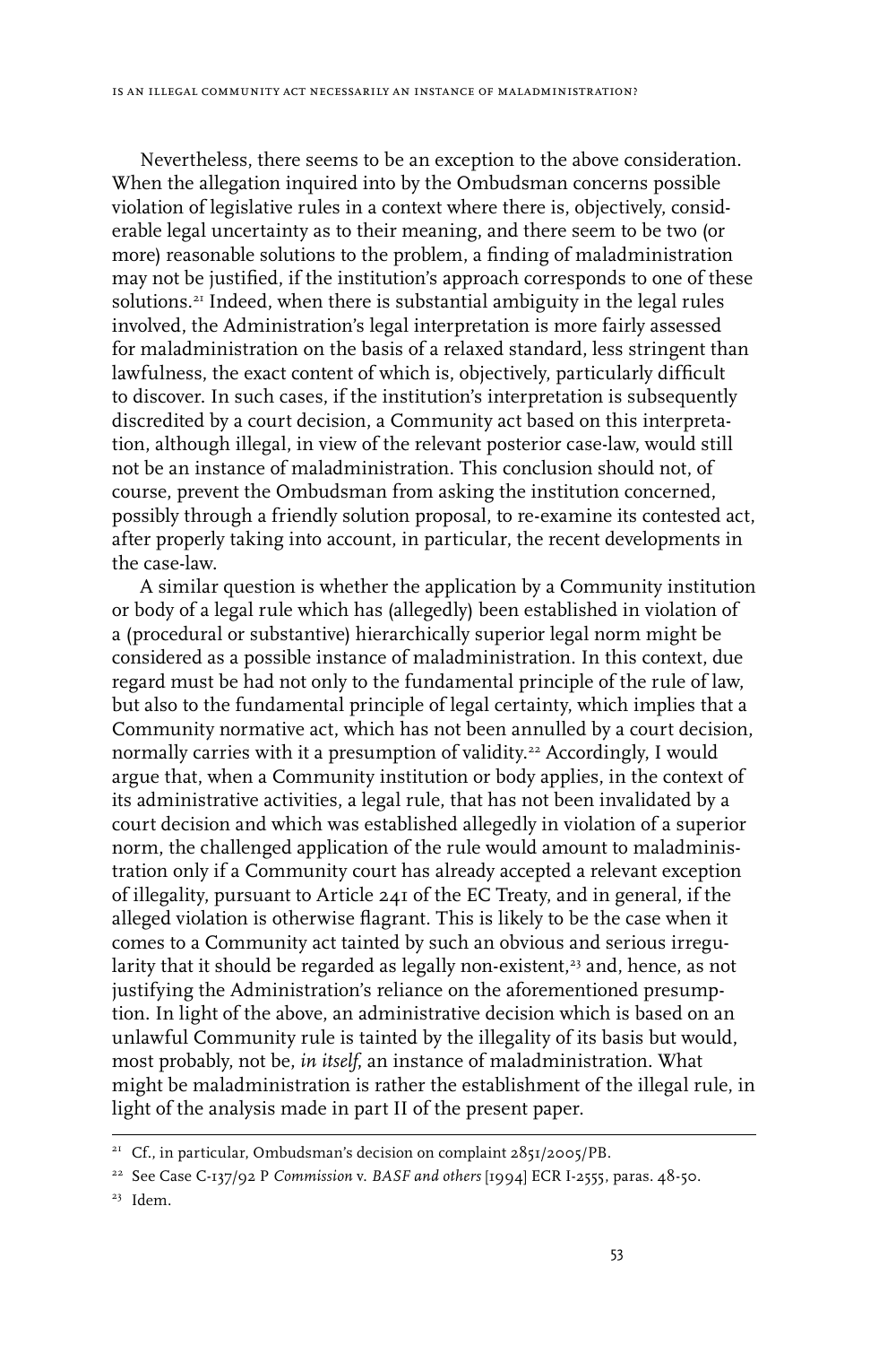Nevertheless, there seems to be an exception to the above consideration. When the allegation inquired into by the Ombudsman concerns possible violation of legislative rules in a context where there is, objectively, considerable legal uncertainty as to their meaning, and there seem to be two (or more) reasonable solutions to the problem, a finding of maladministration may not be justified, if the institution's approach corresponds to one of these solutions.[21] Indeed, when there is substantial ambiguity in the legal rules involved, the Administration's legal interpretation is more fairly assessed for maladministration on the basis of a relaxed standard, less stringent than lawfulness, the exact content of which is, objectively, particularly difficult to discover. In such cases, if the institution's interpretation is subsequently discredited by a court decision, a Community act based on this interpretation, although illegal, in view of the relevant posterior case-law, would still not be an instance of maladministration. This conclusion should not, of course, prevent the Ombudsman from asking the institution concerned, possibly through a friendly solution proposal, to re-examine its contested act, after properly taking into account, in particular, the recent developments in the case-law.

A similar question is whether the application by a Community institution or body of a legal rule which has (allegedly) been established in violation of a (procedural or substantive) hierarchically superior legal norm might be considered as a possible instance of maladministration. In this context, due regard must be had not only to the fundamental principle of the rule of law, but also to the fundamental principle of legal certainty, which implies that a Community normative act, which has not been annulled by a court decision, normally carries with it a presumption of validity.[22] Accordingly, I would argue that, when a Community institution or body applies, in the context of its administrative activities, a legal rule, that has not been invalidated by a court decision and which was established allegedly in violation of a superior norm, the challenged application of the rule would amount to maladministration only if a Community court has already accepted a relevant exception of illegality, pursuant to Article 241 of the EC Treaty, and in general, if the alleged violation is otherwise flagrant. This is likely to be the case when it comes to a Community act tainted by such an obvious and serious irregularity that it should be regarded as legally non-existent,[23] and, hence, as not justifying the Administration's reliance on the aforementioned presumption. In light of the above, an administrative decision which is based on an unlawful Community rule is tainted by the illegality of its basis but would, most probably, not be, *in itself*, an instance of maladministration. What might be maladministration is rather the establishment of the illegal rule, in light of the analysis made in part II of the present paper.

---

[21] Cf., in particular, Ombudsman's decision on complaint 2851/2005/PB.

[22] See Case C-137/92 P *Commission* v. *BASF and others* [1994] ECR I-2555, paras. 48-50.

[23] Idem.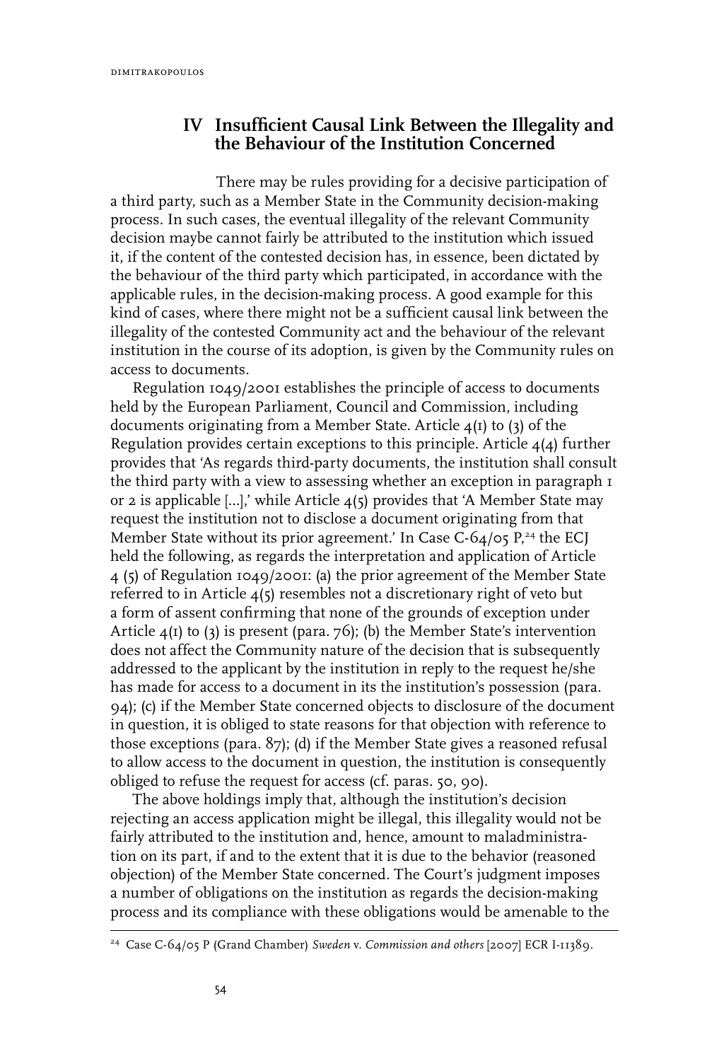## IV Insufficient Causal Link Between the Illegality and the Behaviour of the Institution Concerned

There may be rules providing for a decisive participation of a third party, such as a Member State in the Community decision-making process. In such cases, the eventual illegality of the relevant Community decision maybe cannot fairly be attributed to the institution which issued it, if the content of the contested decision has, in essence, been dictated by the behaviour of the third party which participated, in accordance with the applicable rules, in the decision-making process. A good example for this kind of cases, where there might not be a sufficient causal link between the illegality of the contested Community act and the behaviour of the relevant institution in the course of its adoption, is given by the Community rules on access to documents.

Regulation 1049/2001 establishes the principle of access to documents held by the European Parliament, Council and Commission, including documents originating from a Member State. Article 4(1) to (3) of the Regulation provides certain exceptions to this principle. Article 4(4) further provides that 'As regards third-party documents, the institution shall consult the third party with a view to assessing whether an exception in paragraph 1 or 2 is applicable [...],' while Article 4(5) provides that 'A Member State may request the institution not to disclose a document originating from that Member State without its prior agreement.' In Case C-64/05 P,[24] the ECJ held the following, as regards the interpretation and application of Article 4 (5) of Regulation 1049/2001: (a) the prior agreement of the Member State referred to in Article 4(5) resembles not a discretionary right of veto but a form of assent confirming that none of the grounds of exception under Article 4(1) to (3) is present (para. 76); (b) the Member State's intervention does not affect the Community nature of the decision that is subsequently addressed to the applicant by the institution in reply to the request he/she has made for access to a document in its the institution's possession (para. 94); (c) if the Member State concerned objects to disclosure of the document in question, it is obliged to state reasons for that objection with reference to those exceptions (para. 87); (d) if the Member State gives a reasoned refusal to allow access to the document in question, the institution is consequently obliged to refuse the request for access (cf. paras. 50, 90).

The above holdings imply that, although the institution's decision rejecting an access application might be illegal, this illegality would not be fairly attributed to the institution and, hence, amount to maladministration on its part, if and to the extent that it is due to the behavior (reasoned objection) of the Member State concerned. The Court's judgment imposes a number of obligations on the institution as regards the decision-making process and its compliance with these obligations would be amenable to the

[24] Case C-64/05 P (Grand Chamber) *Sweden* v. *Commission and others* [2007] ECR I-11389.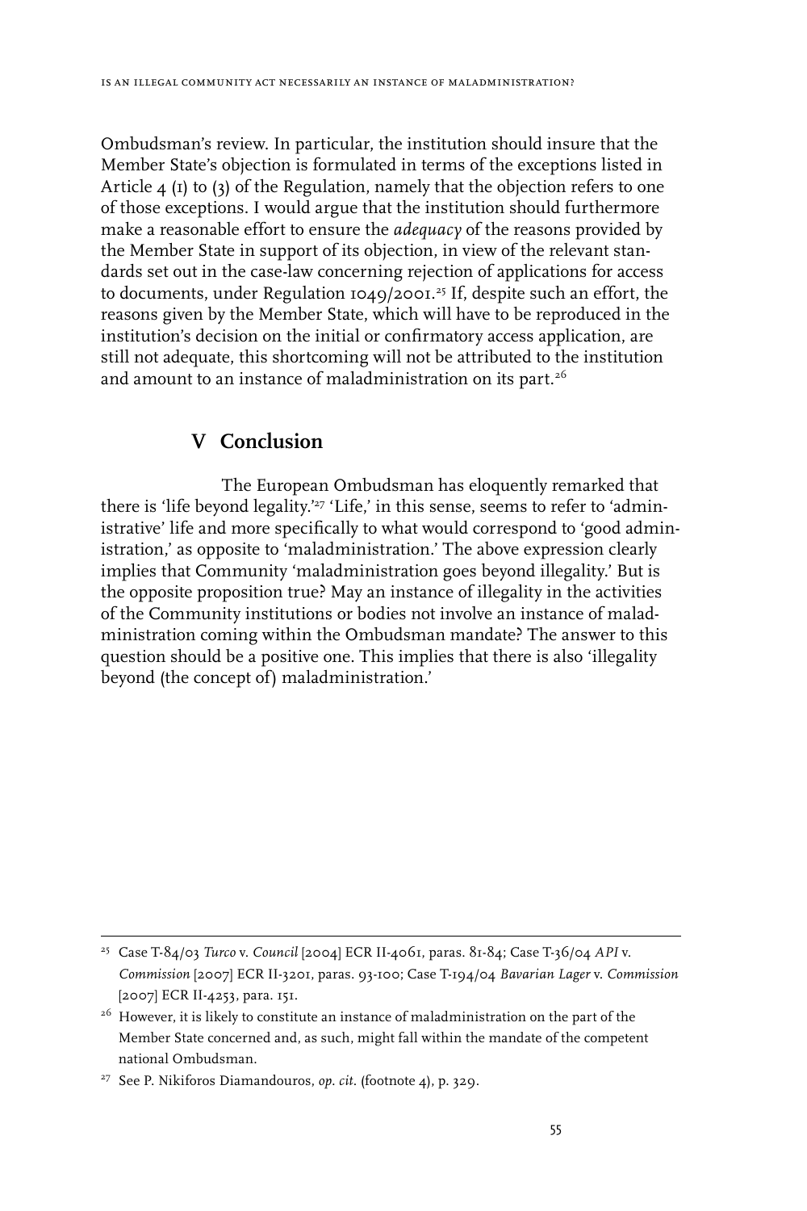Ombudsman's review. In particular, the institution should insure that the Member State's objection is formulated in terms of the exceptions listed in Article 4 (1) to (3) of the Regulation, namely that the objection refers to one of those exceptions. I would argue that the institution should furthermore make a reasonable effort to ensure the *adequacy* of the reasons provided by the Member State in support of its objection, in view of the relevant standards set out in the case-law concerning rejection of applications for access to documents, under Regulation 1049/2001.[25] If, despite such an effort, the reasons given by the Member State, which will have to be reproduced in the institution's decision on the initial or confirmatory access application, are still not adequate, this shortcoming will not be attributed to the institution and amount to an instance of maladministration on its part.[26]

## V Conclusion

The European Ombudsman has eloquently remarked that there is 'life beyond legality.'[27] 'Life,' in this sense, seems to refer to 'administrative' life and more specifically to what would correspond to 'good administration,' as opposite to 'maladministration.' The above expression clearly implies that Community 'maladministration goes beyond illegality.' But is the opposite proposition true? May an instance of illegality in the activities of the Community institutions or bodies not involve an instance of maladministration coming within the Ombudsman mandate? The answer to this question should be a positive one. This implies that there is also 'illegality beyond (the concept of) maladministration.'

---

[25] Case T-84/03 *Turco* v. *Council* [2004] ECR II-4061, paras. 81-84; Case T-36/04 *API* v. *Commission* [2007] ECR II-3201, paras. 93-100; Case T-194/04 *Bavarian Lager* v. *Commission* [2007] ECR II-4253, para. 151.

[26] However, it is likely to constitute an instance of maladministration on the part of the Member State concerned and, as such, might fall within the mandate of the competent national Ombudsman.

[27] See P. Nikiforos Diamandouros, *op. cit.* (footnote 4), p. 329.